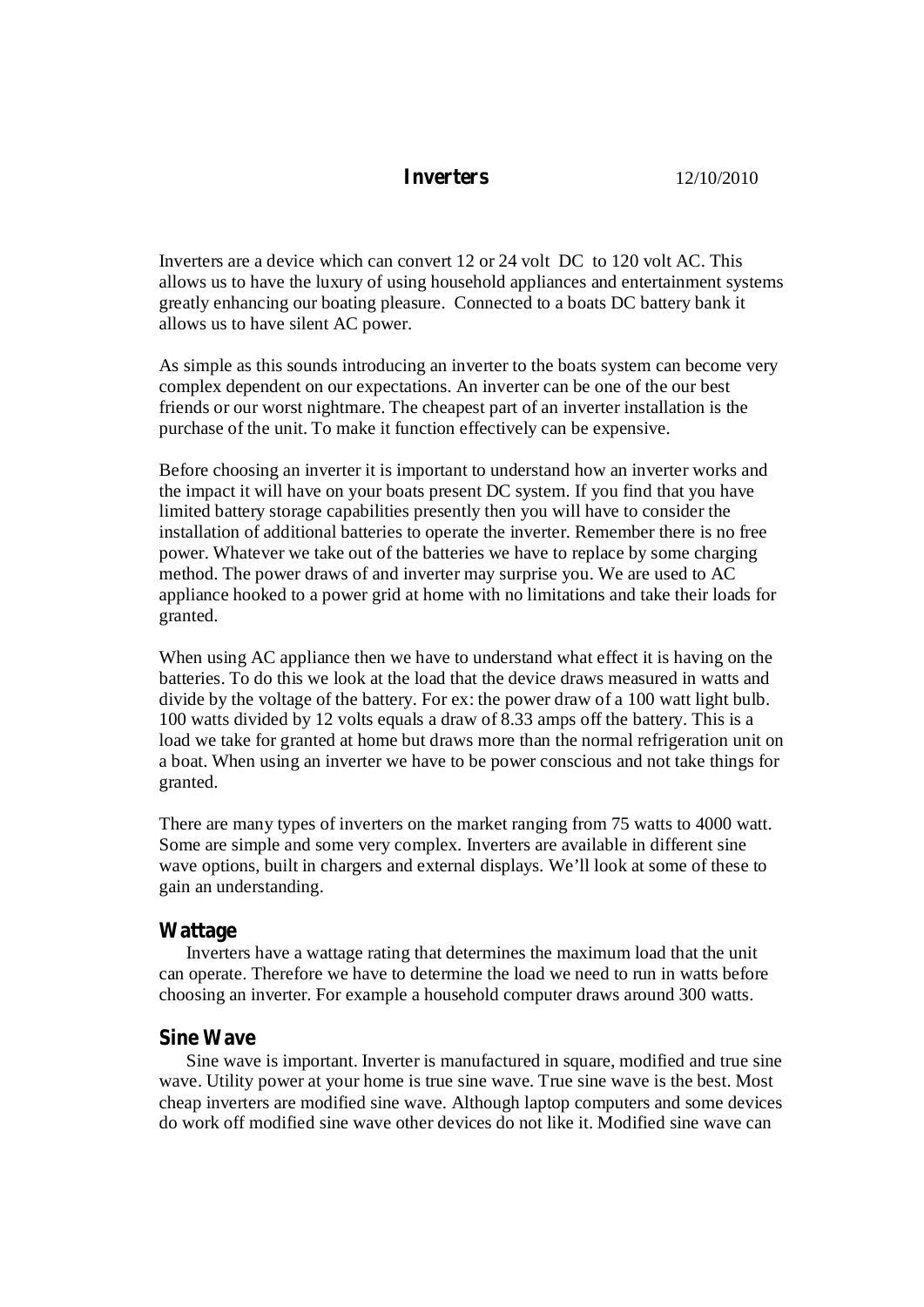# Inverters

12/10/2010

Inverters are a device which can convert 12 or 24 volt DC to 120 volt AC. This allows us to have the luxury of using household appliances and entertainment systems greatly enhancing our boating pleasure. Connected to a boats DC battery bank it allows us to have silent AC power.

As simple as this sounds introducing an inverter to the boats system can become very complex dependent on our expectations. An inverter can be one of the our best friends or our worst nightmare. The cheapest part of an inverter installation is the purchase of the unit. To make it function effectively can be expensive.

Before choosing an inverter it is important to understand how an inverter works and the impact it will have on your boats present DC system. If you find that you have limited battery storage capabilities presently then you will have to consider the installation of additional batteries to operate the inverter. Remember there is no free power. Whatever we take out of the batteries we have to replace by some charging method. The power draws of and inverter may surprise you. We are used to AC appliance hooked to a power grid at home with no limitations and take their loads for granted.

When using AC appliance then we have to understand what effect it is having on the batteries. To do this we look at the load that the device draws measured in watts and divide by the voltage of the battery. For ex: the power draw of a 100 watt light bulb. 100 watts divided by 12 volts equals a draw of 8.33 amps off the battery. This is a load we take for granted at home but draws more than the normal refrigeration unit on a boat. When using an inverter we have to be power conscious and not take things for granted.

There are many types of inverters on the market ranging from 75 watts to 4000 watt. Some are simple and some very complex. Inverters are available in different sine wave options, built in chargers and external displays. We'll look at some of these to gain an understanding.

## Wattage

Inverters have a wattage rating that determines the maximum load that the unit can operate. Therefore we have to determine the load we need to run in watts before choosing an inverter. For example a household computer draws around 300 watts.

## Sine Wave

Sine wave is important. Inverter is manufactured in square, modified and true sine wave. Utility power at your home is true sine wave. True sine wave is the best. Most cheap inverters are modified sine wave. Although laptop computers and some devices do work off modified sine wave other devices do not like it. Modified sine wave can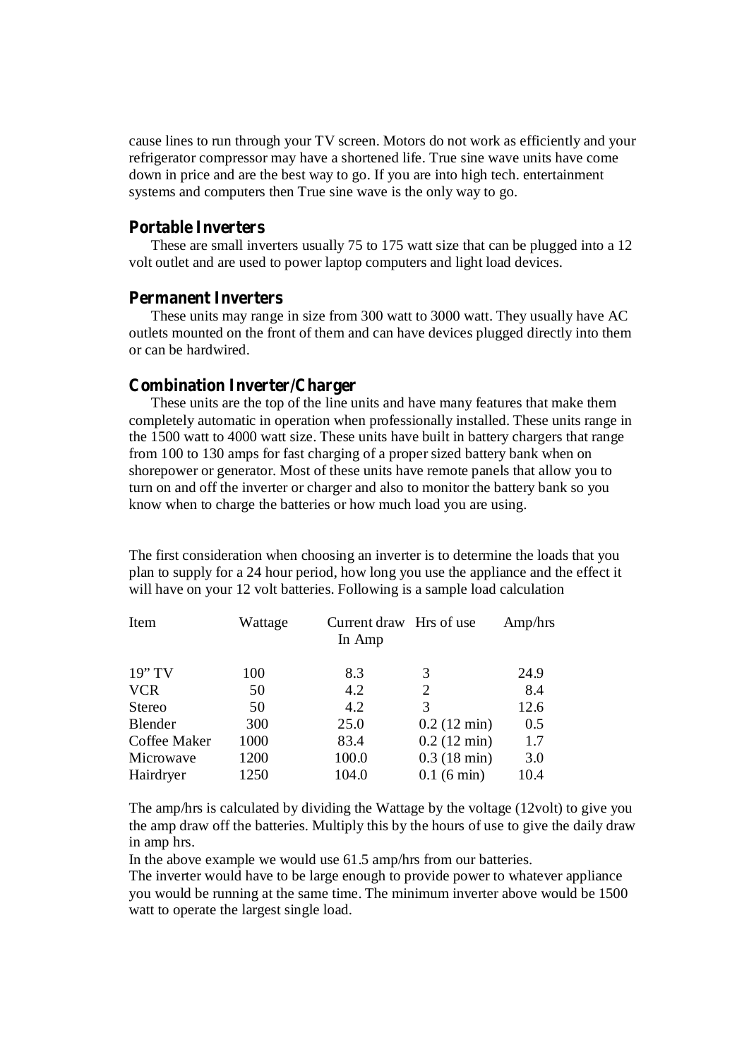cause lines to run through your TV screen. Motors do not work as efficiently and your refrigerator compressor may have a shortened life. True sine wave units have come down in price and are the best way to go. If you are into high tech. entertainment systems and computers then True sine wave is the only way to go.

### Portable Inverters

These are small inverters usually 75 to 175 watt size that can be plugged into a 12 volt outlet and are used to power laptop computers and light load devices.

### Permanent Inverters

These units may range in size from 300 watt to 3000 watt. They usually have AC outlets mounted on the front of them and can have devices plugged directly into them or can be hardwired.

### Combination Inverter/Charger

These units are the top of the line units and have many features that make them completely automatic in operation when professionally installed. These units range in the 1500 watt to 4000 watt size. These units have built in battery chargers that range from 100 to 130 amps for fast charging of a proper sized battery bank when on shorepower or generator. Most of these units have remote panels that allow you to turn on and off the inverter or charger and also to monitor the battery bank so you know when to charge the batteries or how much load you are using.

The first consideration when choosing an inverter is to determine the loads that you plan to supply for a 24 hour period, how long you use the appliance and the effect it will have on your 12 volt batteries. Following is a sample load calculation

| Item | Wattage | Current draw In Amp | Hrs of use | Amp/hrs |
|---|---|---|---|---|
| 19" TV | 100 | 8.3 | 3 | 24.9 |
| VCR | 50 | 4.2 | 2 | 8.4 |
| Stereo | 50 | 4.2 | 3 | 12.6 |
| Blender | 300 | 25.0 | 0.2 (12 min) | 0.5 |
| Coffee Maker | 1000 | 83.4 | 0.2 (12 min) | 1.7 |
| Microwave | 1200 | 100.0 | 0.3 (18 min) | 3.0 |
| Hairdryer | 1250 | 104.0 | 0.1 (6 min) | 10.4 |

The amp/hrs is calculated by dividing the Wattage by the voltage (12volt) to give you the amp draw off the batteries. Multiply this by the hours of use to give the daily draw in amp hrs.

In the above example we would use 61.5 amp/hrs from our batteries.

The inverter would have to be large enough to provide power to whatever appliance you would be running at the same time. The minimum inverter above would be 1500 watt to operate the largest single load.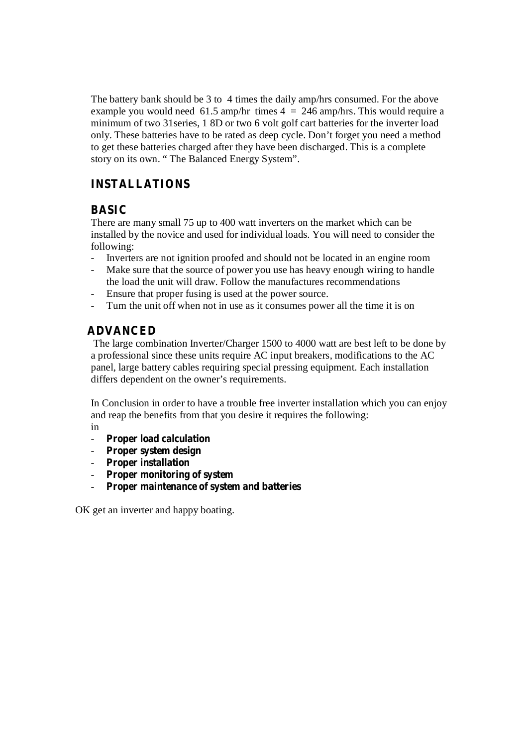The battery bank should be 3 to 4 times the daily amp/hrs consumed. For the above example you would need 61.5 amp/hr times 4 = 246 amp/hrs. This would require a minimum of two 31series, 1 8D or two 6 volt golf cart batteries for the inverter load only. These batteries have to be rated as deep cycle. Don't forget you need a method to get these batteries charged after they have been discharged. This is a complete story on its own. " The Balanced Energy System".

## INSTALLATIONS

### BASIC

There are many small 75 up to 400 watt inverters on the market which can be installed by the novice and used for individual loads. You will need to consider the following:

- Inverters are not ignition proofed and should not be located in an engine room
- Make sure that the source of power you use has heavy enough wiring to handle the load the unit will draw. Follow the manufactures recommendations
- Ensure that proper fusing is used at the power source.
- Turn the unit off when not in use as it consumes power all the time it is on

### ADVANCED

The large combination Inverter/Charger 1500 to 4000 watt are best left to be done by a professional since these units require AC input breakers, modifications to the AC panel, large battery cables requiring special pressing equipment. Each installation differs dependent on the owner's requirements.

In Conclusion in order to have a trouble free inverter installation which you can enjoy and reap the benefits from that you desire it requires the following:
in

- **Proper load calculation**
- **Proper system design**
- **Proper installation**
- **Proper monitoring of system**
- **Proper maintenance of system and batteries**

OK get an inverter and happy boating.